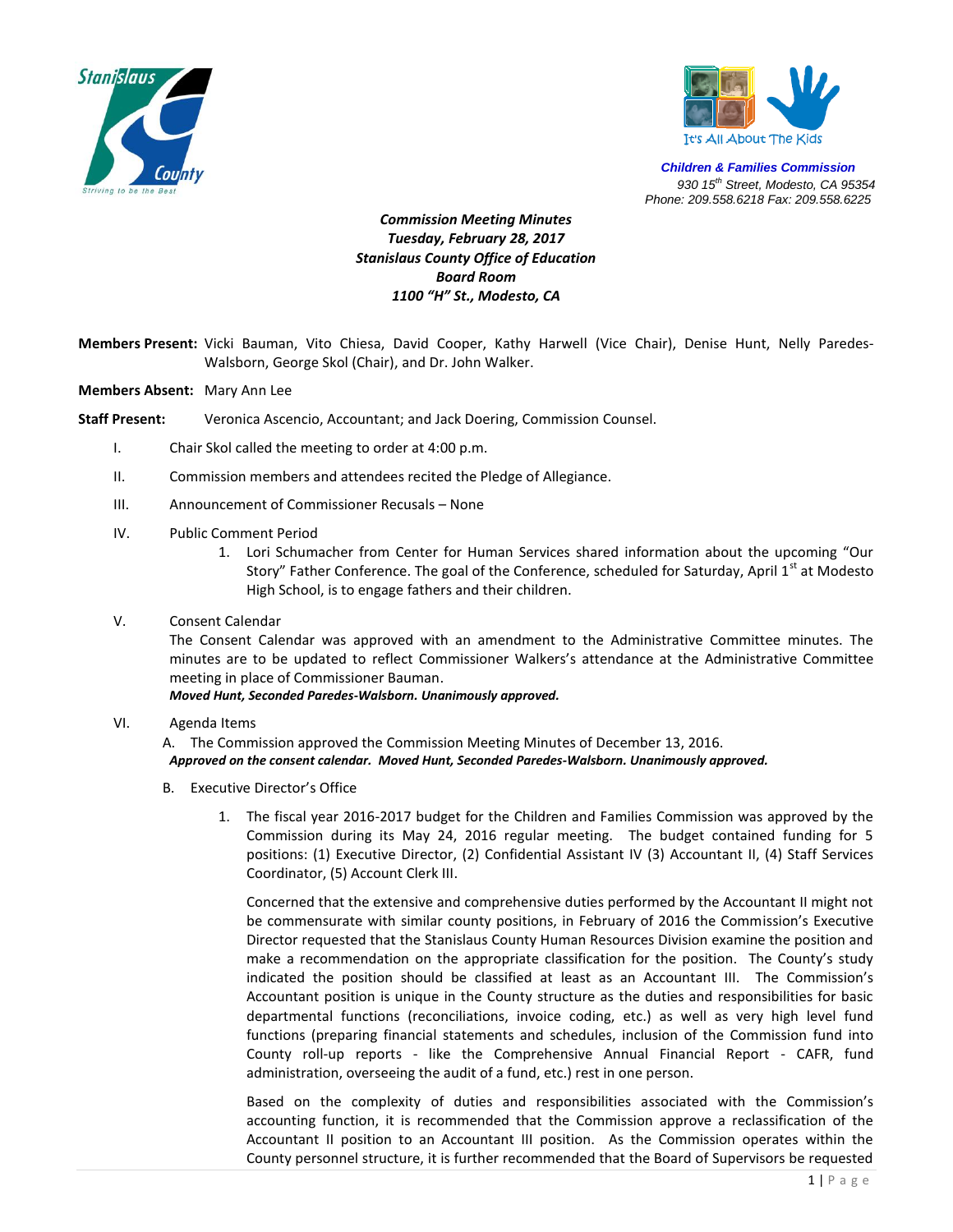Stanislaus County
Striving to be the Best

It's All About The Kids

**Children & Families Commission**
930 15th Street, Modesto, CA 95354
Phone: 209.558.6218 Fax: 209.558.6225

***Commission Meeting Minutes***
***Tuesday, February 28, 2017***
***Stanislaus County Office of Education***
***Board Room***
***1100 "H" St., Modesto, CA***

**Members Present:** Vicki Bauman, Vito Chiesa, David Cooper, Kathy Harwell (Vice Chair), Denise Hunt, Nelly Paredes-Walsborn, George Skol (Chair), and Dr. John Walker.

**Members Absent:** Mary Ann Lee

**Staff Present:** Veronica Ascencio, Accountant; and Jack Doering, Commission Counsel.

I. Chair Skol called the meeting to order at 4:00 p.m.

II. Commission members and attendees recited the Pledge of Allegiance.

III. Announcement of Commissioner Recusals – None

IV. Public Comment Period

1. Lori Schumacher from Center for Human Services shared information about the upcoming "Our Story" Father Conference. The goal of the Conference, scheduled for Saturday, April 1st at Modesto High School, is to engage fathers and their children.

V. Consent Calendar

The Consent Calendar was approved with an amendment to the Administrative Committee minutes. The minutes are to be updated to reflect Commissioner Walkers's attendance at the Administrative Committee meeting in place of Commissioner Bauman.
***Moved Hunt, Seconded Paredes-Walsborn. Unanimously approved.***

VI. Agenda Items

A. The Commission approved the Commission Meeting Minutes of December 13, 2016.
***Approved on the consent calendar. Moved Hunt, Seconded Paredes-Walsborn. Unanimously approved.***

B. Executive Director's Office

1. The fiscal year 2016-2017 budget for the Children and Families Commission was approved by the Commission during its May 24, 2016 regular meeting. The budget contained funding for 5 positions: (1) Executive Director, (2) Confidential Assistant IV (3) Accountant II, (4) Staff Services Coordinator, (5) Account Clerk III.

Concerned that the extensive and comprehensive duties performed by the Accountant II might not be commensurate with similar county positions, in February of 2016 the Commission's Executive Director requested that the Stanislaus County Human Resources Division examine the position and make a recommendation on the appropriate classification for the position. The County's study indicated the position should be classified at least as an Accountant III. The Commission's Accountant position is unique in the County structure as the duties and responsibilities for basic departmental functions (reconciliations, invoice coding, etc.) as well as very high level functions (preparing financial statements and schedules, inclusion of the Commission fund into County roll-up reports - like the Comprehensive Annual Financial Report - CAFR, fund administration, overseeing the audit of a fund, etc.) rest in one person.

Based on the complexity of duties and responsibilities associated with the Commission's accounting function, it is recommended that the Commission approve a reclassification of the Accountant II position to an Accountant III position. As the Commission operates within the County personnel structure, it is further recommended that the Board of Supervisors be requested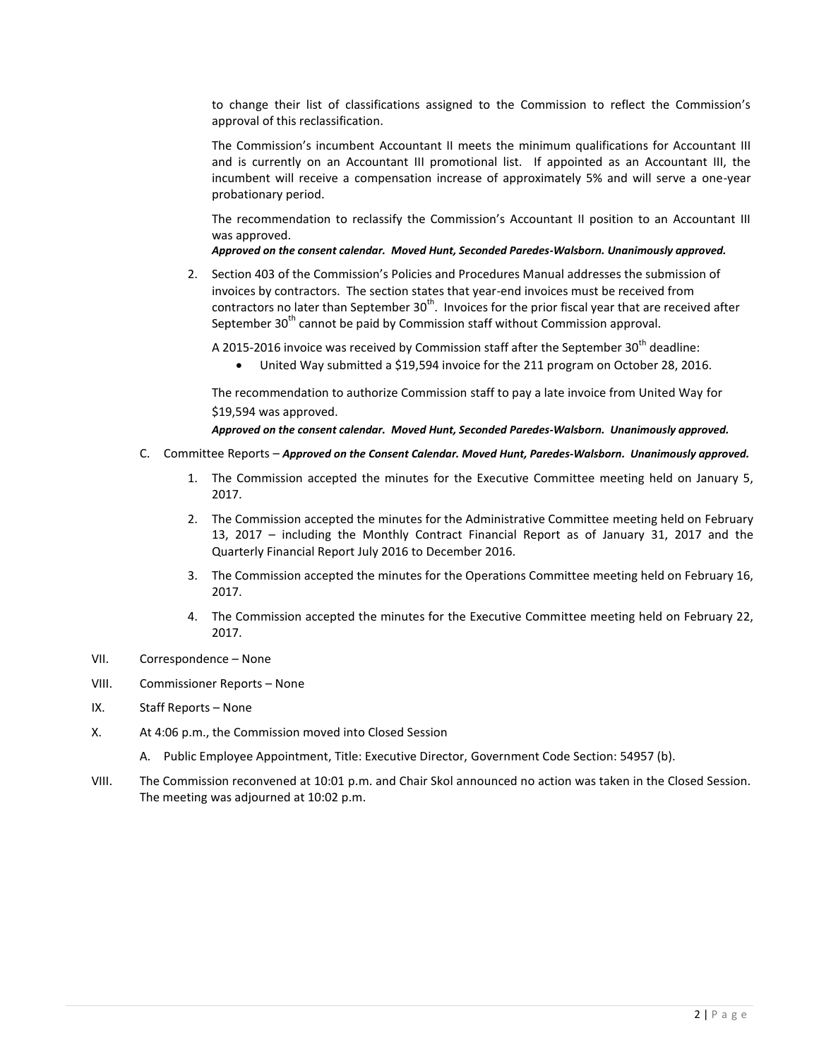to change their list of classifications assigned to the Commission to reflect the Commission's approval of this reclassification.

The Commission's incumbent Accountant II meets the minimum qualifications for Accountant III and is currently on an Accountant III promotional list. If appointed as an Accountant III, the incumbent will receive a compensation increase of approximately 5% and will serve a one-year probationary period.

The recommendation to reclassify the Commission's Accountant II position to an Accountant III was approved.
***Approved on the consent calendar. Moved Hunt, Seconded Paredes-Walsborn. Unanimously approved.***

2. Section 403 of the Commission's Policies and Procedures Manual addresses the submission of invoices by contractors. The section states that year-end invoices must be received from contractors no later than September 30th. Invoices for the prior fiscal year that are received after September 30th cannot be paid by Commission staff without Commission approval.

   A 2015-2016 invoice was received by Commission staff after the September 30th deadline:

   - United Way submitted a $19,594 invoice for the 211 program on October 28, 2016.

   The recommendation to authorize Commission staff to pay a late invoice from United Way for $19,594 was approved.
   ***Approved on the consent calendar. Moved Hunt, Seconded Paredes-Walsborn. Unanimously approved.***

C. Committee Reports – ***Approved on the Consent Calendar. Moved Hunt, Paredes-Walsborn. Unanimously approved.***

1. The Commission accepted the minutes for the Executive Committee meeting held on January 5, 2017.
2. The Commission accepted the minutes for the Administrative Committee meeting held on February 13, 2017 – including the Monthly Contract Financial Report as of January 31, 2017 and the Quarterly Financial Report July 2016 to December 2016.
3. The Commission accepted the minutes for the Operations Committee meeting held on February 16, 2017.
4. The Commission accepted the minutes for the Executive Committee meeting held on February 22, 2017.

VII. Correspondence – None

VIII. Commissioner Reports – None

IX. Staff Reports – None

X. At 4:06 p.m., the Commission moved into Closed Session

A. Public Employee Appointment, Title: Executive Director, Government Code Section: 54957 (b).

VIII. The Commission reconvened at 10:01 p.m. and Chair Skol announced no action was taken in the Closed Session. The meeting was adjourned at 10:02 p.m.